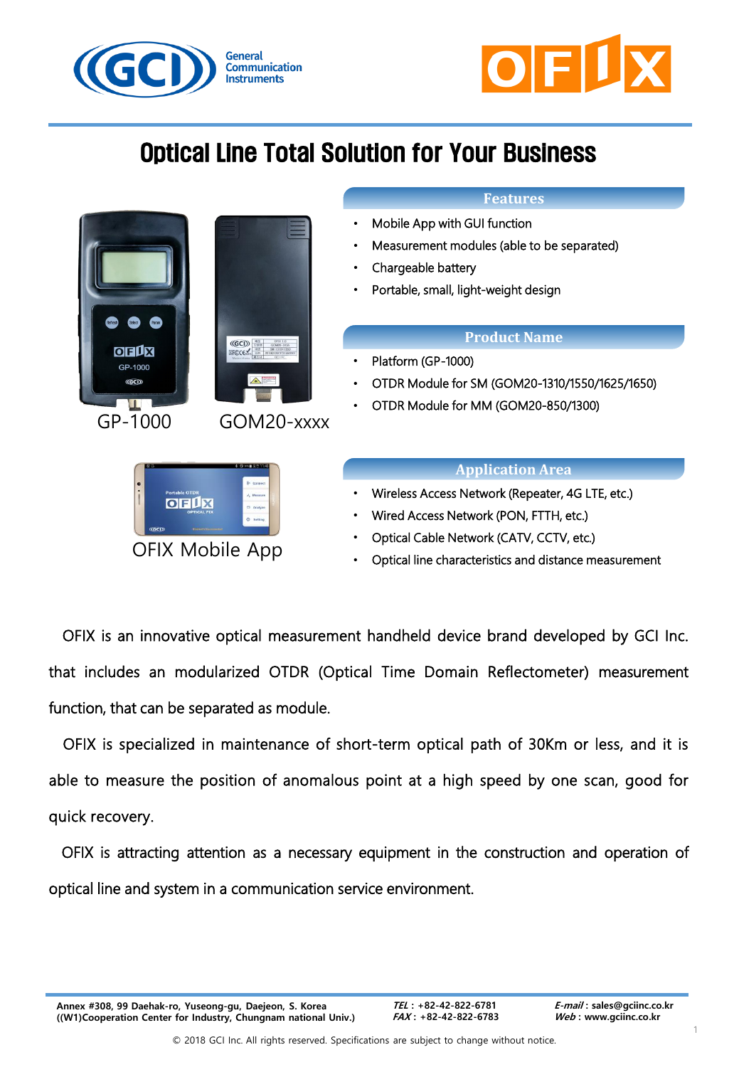General Communication Instruments

OFIX

# Optical Line Total Solution for Your Business

GP-1000

GOM20-xxxx

OFIX Mobile App

## Features

- Mobile App with GUI function
- Measurement modules (able to be separated)
- Chargeable battery
- Portable, small, light-weight design

## Product Name

- Platform (GP-1000)
- OTDR Module for SM (GOM20-1310/1550/1625/1650)
- OTDR Module for MM (GOM20-850/1300)

## Application Area

- Wireless Access Network (Repeater, 4G LTE, etc.)
- Wired Access Network (PON, FTTH, etc.)
- Optical Cable Network (CATV, CCTV, etc.)
- Optical line characteristics and distance measurement

OFIX is an innovative optical measurement handheld device brand developed by GCI Inc. that includes an modularized OTDR (Optical Time Domain Reflectometer) measurement function, that can be separated as module.

OFIX is specialized in maintenance of short-term optical path of 30Km or less, and it is able to measure the position of anomalous point at a high speed by one scan, good for quick recovery.

OFIX is attracting attention as a necessary equipment in the construction and operation of optical line and system in a communication service environment.

Annex #308, 99 Daehak-ro, Yuseong-gu, Daejeon, S. Korea
((W1)Cooperation Center for Industry, Chungnam national Univ.)

***TEL*** : +82-42-822-6781
***FAX*** : +82-42-822-6783

***E-mail*** : sales@gciinc.co.kr
***Web*** : www.gciinc.co.kr

© 2018 GCI Inc. All rights reserved. Specifications are subject to change without notice.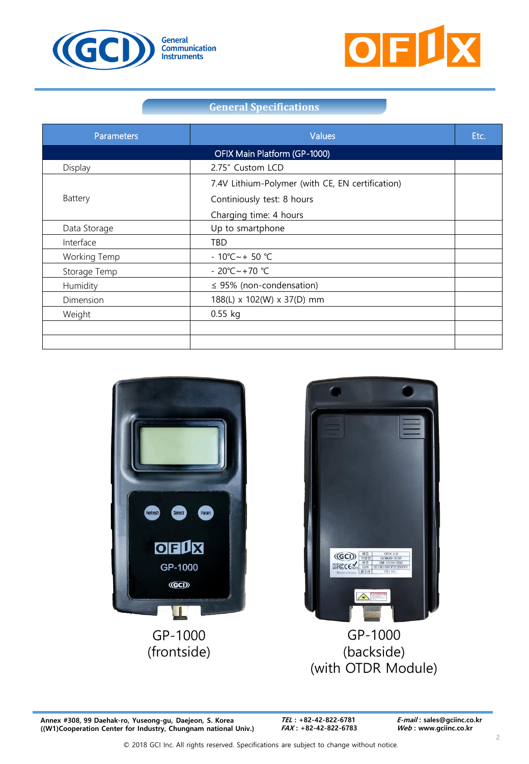## General Specifications

| Parameters | Values | Etc. |
|---|---|---|
| OFIX Main Platform (GP-1000) | | |
| Display | 2.75" Custom LCD | |
| Battery | 7.4V Lithium-Polymer (with CE, EN certification)<br>Continiously test: 8 hours<br>Charging time: 4 hours | |
| Data Storage | Up to smartphone | |
| Interface | TBD | |
| Working Temp | - 10℃ ~ + 50 ℃ | |
| Storage Temp | - 20℃ ~ +70 ℃ | |
| Humidity | ≤ 95% (non-condensation) | |
| Dimension | 188(L) x 102(W) x 37(D) mm | |
| Weight | 0.55 kg | |
| | | |
| | | |

GP-1000 (frontside)

GP-1000 (backside) (with OTDR Module)

**Annex #308, 99 Daehak-ro, Yuseong-gu, Daejeon, S. Korea**
**((W1)Cooperation Center for Industry, Chungnam national Univ.)**

***TEL*** **: +82-42-822-6781**
***FAX*** **: +82-42-822-6783**

***E-mail*** **: sales@gciinc.co.kr**
***Web*** **: www.gciinc.co.kr**

© 2018 GCI Inc. All rights reserved. Specifications are subject to change without notice.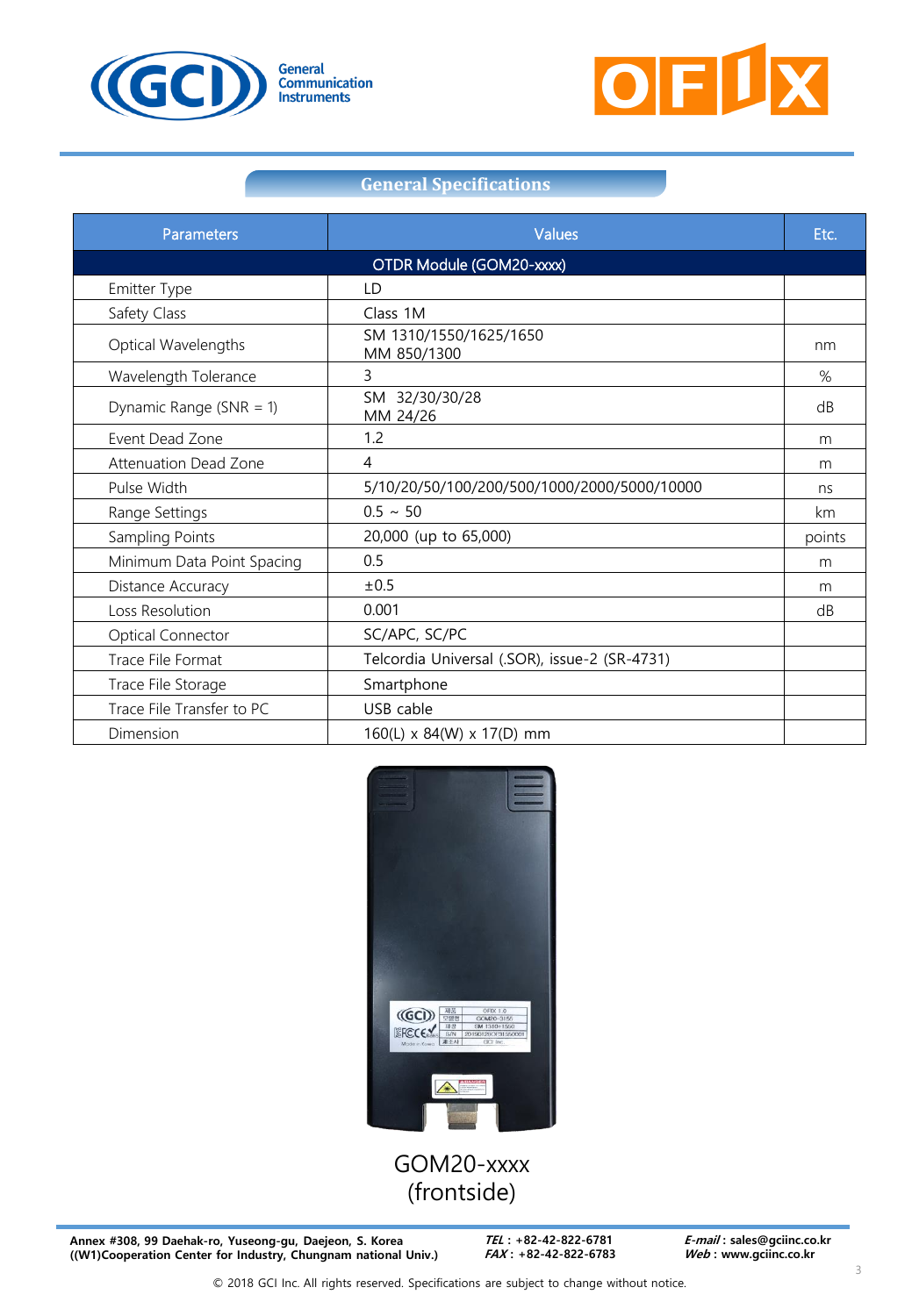## General Specifications

| Parameters | Values | Etc. |
|---|---|---|
| OTDR Module (GOM20-xxxx) | | |
| Emitter Type | LD | |
| Safety Class | Class 1M | |
| Optical Wavelengths | SM 1310/1550/1625/1650<br>MM 850/1300 | nm |
| Wavelength Tolerance | 3 | % |
| Dynamic Range (SNR = 1) | SM 32/30/30/28<br>MM 24/26 | dB |
| Event Dead Zone | 1.2 | m |
| Attenuation Dead Zone | 4 | m |
| Pulse Width | 5/10/20/50/100/200/500/1000/2000/5000/10000 | ns |
| Range Settings | 0.5 ~ 50 | km |
| Sampling Points | 20,000 (up to 65,000) | points |
| Minimum Data Point Spacing | 0.5 | m |
| Distance Accuracy | ±0.5 | m |
| Loss Resolution | 0.001 | dB |
| Optical Connector | SC/APC, SC/PC | |
| Trace File Format | Telcordia Universal (.SOR), issue-2 (SR-4731) | |
| Trace File Storage | Smartphone | |
| Trace File Transfer to PC | USB cable | |
| Dimension | 160(L) x 84(W) x 17(D) mm | |

GOM20-xxxx
(frontside)

Annex #308, 99 Daehak-ro, Yuseong-gu, Daejeon, S. Korea
((W1)Cooperation Center for Industry, Chungnam national Univ.)

*TEL* : +82-42-822-6781
*FAX* : +82-42-822-6783

*E-mail* : sales@gciinc.co.kr
*Web* : www.gciinc.co.kr

© 2018 GCI Inc. All rights reserved. Specifications are subject to change without notice.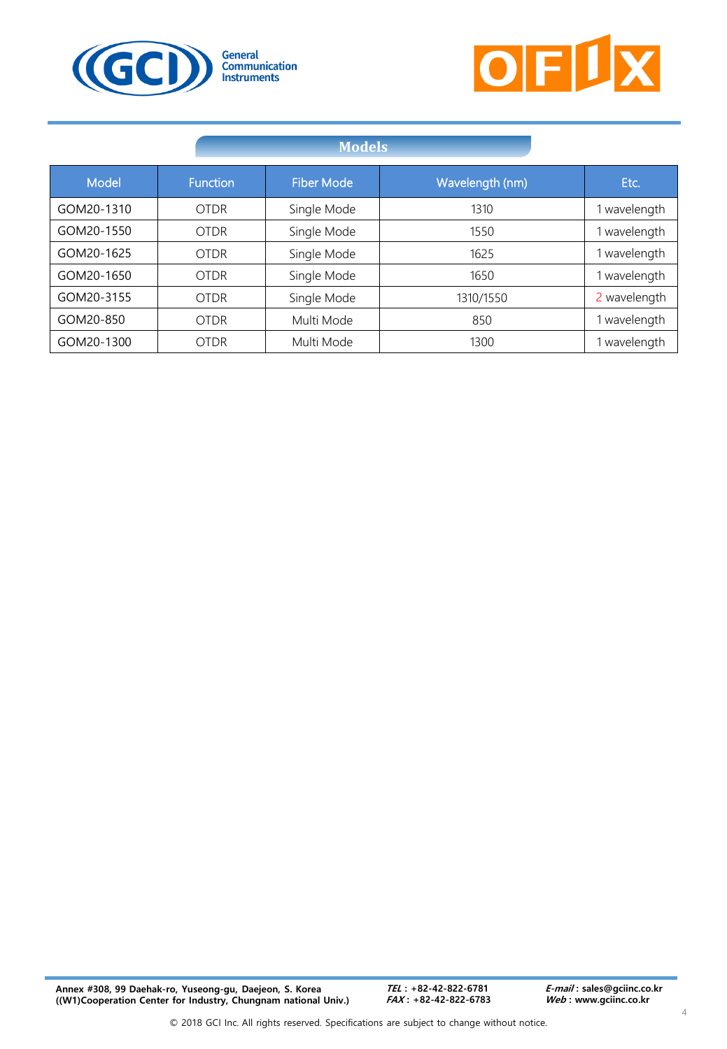## Models

| Model | Function | Fiber Mode | Wavelength (nm) | Etc. |
|---|---|---|---|---|
| GOM20-1310 | OTDR | Single Mode | 1310 | 1 wavelength |
| GOM20-1550 | OTDR | Single Mode | 1550 | 1 wavelength |
| GOM20-1625 | OTDR | Single Mode | 1625 | 1 wavelength |
| GOM20-1650 | OTDR | Single Mode | 1650 | 1 wavelength |
| GOM20-3155 | OTDR | Single Mode | 1310/1550 | 2 wavelength |
| GOM20-850 | OTDR | Multi Mode | 850 | 1 wavelength |
| GOM20-1300 | OTDR | Multi Mode | 1300 | 1 wavelength |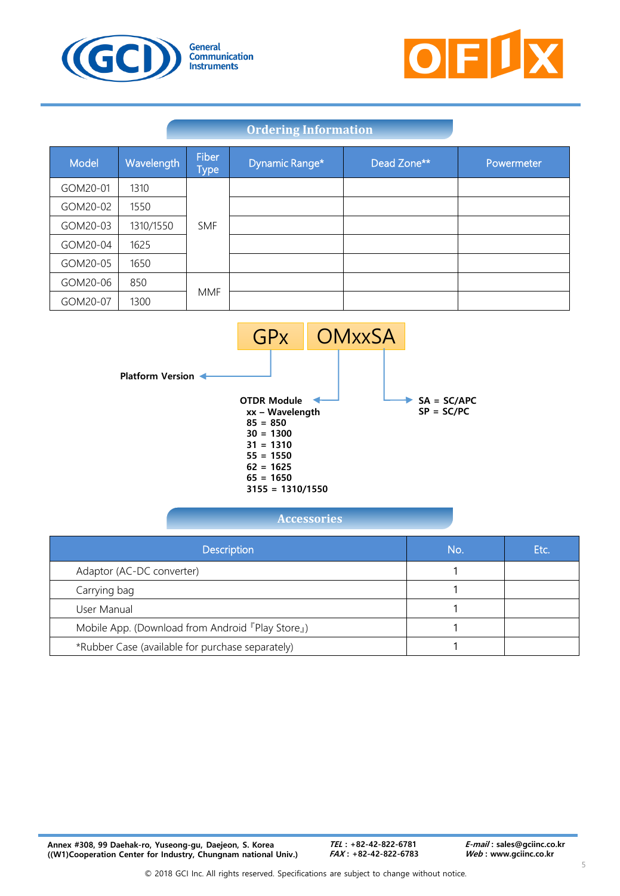## Ordering Information

| Model | Wavelength | Fiber Type | Dynamic Range* | Dead Zone** | Powermeter |
|---|---|---|---|---|---|
| GOM20-01 | 1310 | SMF | | | |
| GOM20-02 | 1550 | | | | |
| GOM20-03 | 1310/1550 | | | | |
| GOM20-04 | 1625 | | | | |
| GOM20-05 | 1650 | | | | |
| GOM20-06 | 850 | MMF | | | |
| GOM20-07 | 1300 | | | | |

GPx OMxxSA

**Platform Version** ← GPx

**OTDR Module** ← OMxx

**xx – Wavelength**
**85 = 850**
**30 = 1300**
**31 = 1310**
**55 = 1550**
**62 = 1625**
**65 = 1650**
**3155 = 1310/1550**

SA → **SA = SC/APC**
**SP = SC/PC**

## Accessories

| Description | No. | Etc. |
|---|---|---|
| Adaptor (AC-DC converter) | 1 | |
| Carrying bag | 1 | |
| User Manual | 1 | |
| Mobile App. (Download from Android 『Play Store』) | 1 | |
| *Rubber Case (available for purchase separately) | 1 | |

**Annex #308, 99 Daehak-ro, Yuseong-gu, Daejeon, S. Korea**
**((W1)Cooperation Center for Industry, Chungnam national Univ.)**

***TEL*** **: +82-42-822-6781**
***FAX*** **: +82-42-822-6783**

***E-mail*** **: sales@gciinc.co.kr**
***Web*** **: www.gciinc.co.kr**

© 2018 GCI Inc. All rights reserved. Specifications are subject to change without notice.